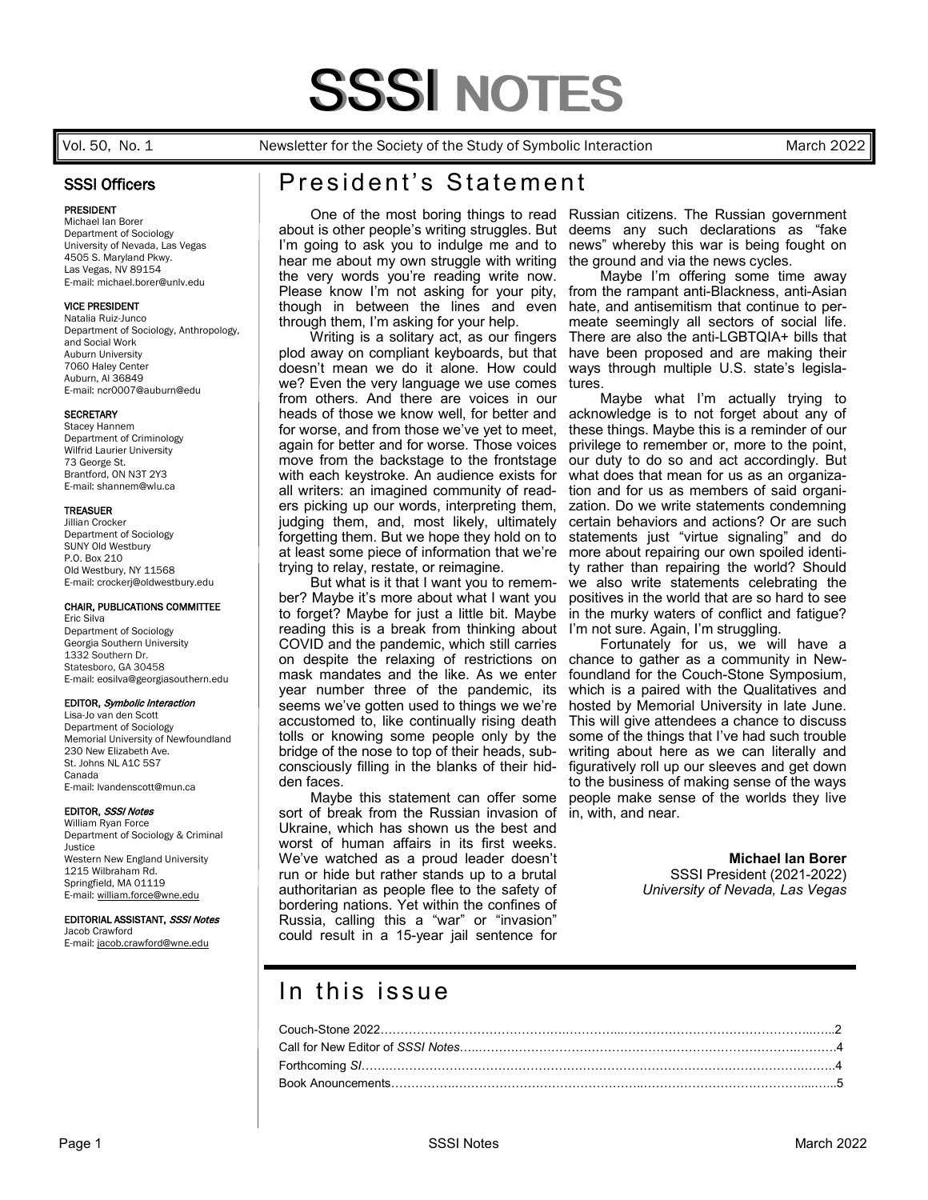# SSSI NOTES

Vol. 50, No. 1 — Newsletter for the Society of the Study of Symbolic Interaction — March 2022

## SSSI Officers

**PRESIDENT**
Michael Ian Borer
Department of Sociology
University of Nevada, Las Vegas
4505 S. Maryland Pkwy.
Las Vegas, NV 89154
E-mail: michael.borer@unlv.edu

**VICE PRESIDENT**
Natalia Ruiz-Junco
Department of Sociology, Anthropology, and Social Work
Auburn University
7060 Haley Center
Auburn, Al 36849
E-mail: ncr0007@auburn@edu

**SECRETARY**
Stacey Hannem
Department of Criminology
Wilfrid Laurier University
73 George St.
Brantford, ON N3T 2Y3
E-mail: shannem@wlu.ca

**TREASUER**
Jillian Crocker
Department of Sociology
SUNY Old Westbury
P.O. Box 210
Old Westbury, NY 11568
E-mail: crockerj@oldwestbury.edu

**CHAIR, PUBLICATIONS COMMITTEE**
Eric Silva
Department of Sociology
Georgia Southern University
1332 Southern Dr.
Statesboro, GA 30458
E-mail: eosilva@georgiasouthern.edu

**EDITOR, *Symbolic Interaction***
Lisa-Jo van den Scott
Department of Sociology
Memorial University of Newfoundland
230 New Elizabeth Ave.
St. Johns NL A1C 5S7
Canada
E-mail: lvandenscott@mun.ca

**EDITOR, *SSSI Notes***
William Ryan Force
Department of Sociology & Criminal Justice
Western New England University
1215 Wilbraham Rd.
Springfield, MA 01119
E-mail: william.force@wne.edu

**EDITORIAL ASSISTANT, *SSSI Notes***
Jacob Crawford
E-mail: jacob.crawford@wne.edu

## President's Statement

One of the most boring things to read about is other people's writing struggles. But I'm going to ask you to indulge me and to hear me about my own struggle with writing the very words you're reading write now. Please know I'm not asking for your pity, though in between the lines and even through them, I'm asking for your help.

Writing is a solitary act, as our fingers plod away on compliant keyboards, but that doesn't mean we do it alone. How could we? Even the very language we use comes from others. And there are voices in our heads of those we know well, for better and for worse, and from those we've yet to meet, again for better and for worse. Those voices move from the backstage to the frontstage with each keystroke. An audience exists for all writers: an imagined community of readers picking up our words, interpreting them, judging them, and, most likely, ultimately forgetting them. But we hope they hold on to at least some piece of information that we're trying to relay, restate, or reimagine.

But what is it that I want you to remember? Maybe it's more about what I want you to forget? Maybe for just a little bit. Maybe reading this is a break from thinking about COVID and the pandemic, which still carries on despite the relaxing of restrictions on mask mandates and the like. As we enter year number three of the pandemic, its seems we've gotten used to things we we're accustomed to, like continually rising death tolls or knowing some people only by the bridge of the nose to top of their heads, subconsciously filling in the blanks of their hidden faces.

Maybe this statement can offer some sort of break from the Russian invasion of Ukraine, which has shown us the best and worst of human affairs in its first weeks. We've watched as a proud leader doesn't run or hide but rather stands up to a brutal authoritarian as people flee to the safety of bordering nations. Yet within the confines of Russia, calling this a "war" or "invasion" could result in a 15-year jail sentence for Russian citizens. The Russian government deems any such declarations as "fake news" whereby this war is being fought on the ground and via the news cycles.

Maybe I'm offering some time away from the rampant anti-Blackness, anti-Asian hate, and antisemitism that continue to permeate seemingly all sectors of social life. There are also the anti-LGBTQIA+ bills that have been proposed and are making their ways through multiple U.S. state's legislatures.

Maybe what I'm actually trying to acknowledge is to not forget about any of these things. Maybe this is a reminder of our privilege to remember or, more to the point, our duty to do so and act accordingly. But what does that mean for us as an organization and for us as members of said organization. Do we write statements condemning certain behaviors and actions? Or are such statements just "virtue signaling" and do more about repairing our own spoiled identity rather than repairing the world? Should we also write statements celebrating the positives in the world that are so hard to see in the murky waters of conflict and fatigue? I'm not sure. Again, I'm struggling.

Fortunately for us, we will have a chance to gather as a community in Newfoundland for the Couch-Stone Symposium, which is a paired with the Qualitatives and hosted by Memorial University in late June. This will give attendees a chance to discuss some of the things that I've had such trouble writing about here as we can literally and figuratively roll up our sleeves and get down to the business of making sense of the ways people make sense of the worlds they live in, with, and near.

**Michael Ian Borer**
SSSI President (2021-2022)
*University of Nevada, Las Vegas*

## In this issue

Couch-Stone 2022……………………………………………………………………2
Call for New Editor of *SSSI Notes*……………………………………………………4
Forthcoming *SI*……………………………………………………………………4
Book Anouncements…………………………………………………………………5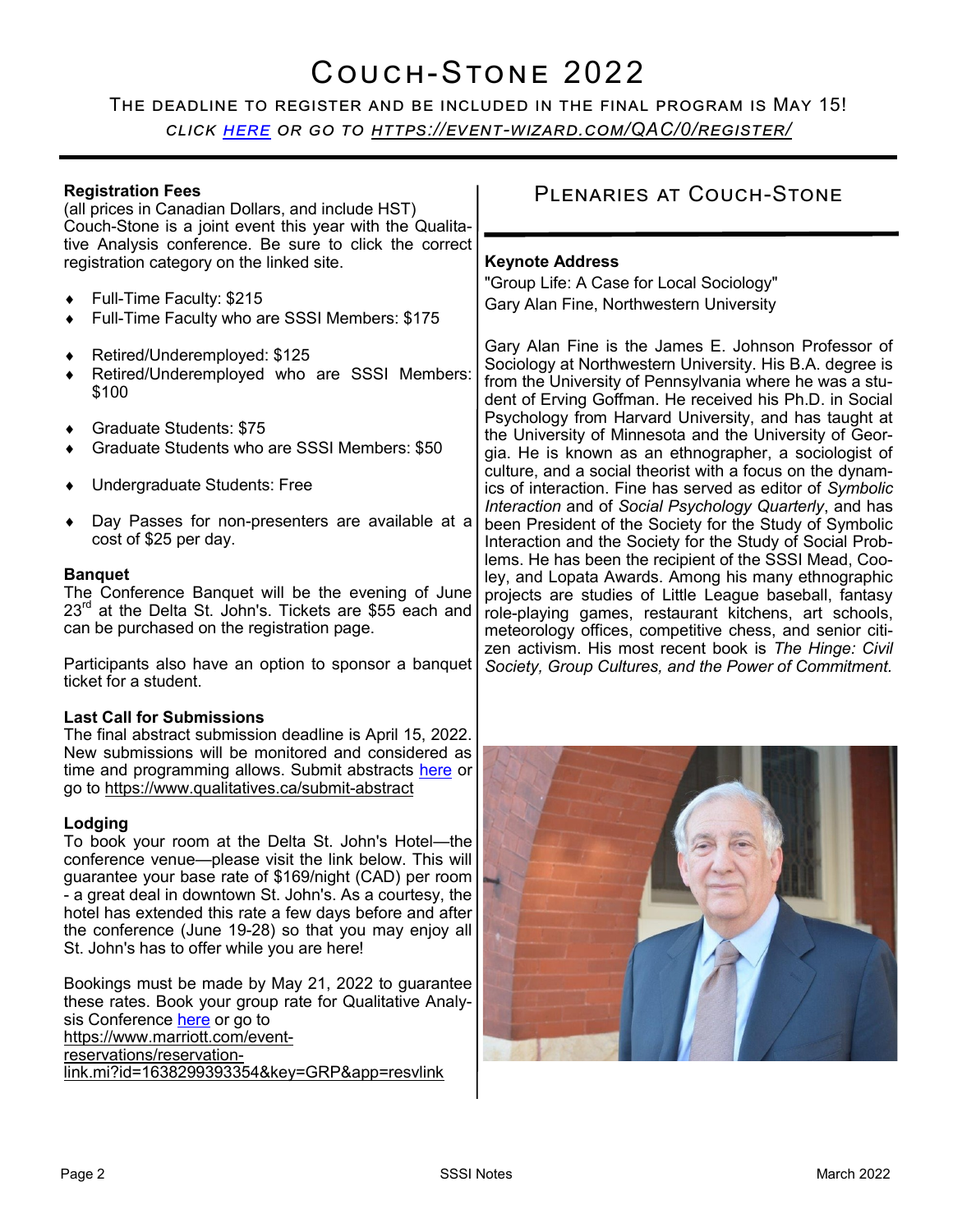# Couch-Stone 2022

The deadline to register and be included in the final program is May 15!

*Click here or go to https://event-wizard.com/QAC/0/register/*

**Registration Fees**
(all prices in Canadian Dollars, and include HST)
Couch-Stone is a joint event this year with the Qualitative Analysis conference. Be sure to click the correct registration category on the linked site.

- Full-Time Faculty: $215
- Full-Time Faculty who are SSSI Members: $175
- Retired/Underemployed: $125
- Retired/Underemployed who are SSSI Members: $100
- Graduate Students: $75
- Graduate Students who are SSSI Members: $50
- Undergraduate Students: Free
- Day Passes for non-presenters are available at a cost of $25 per day.

**Banquet**
The Conference Banquet will be the evening of June 23rd at the Delta St. John's. Tickets are $55 each and can be purchased on the registration page.

Participants also have an option to sponsor a banquet ticket for a student.

**Last Call for Submissions**
The final abstract submission deadline is April 15, 2022. New submissions will be monitored and considered as time and programming allows. Submit abstracts here or go to https://www.qualitatives.ca/submit-abstract

**Lodging**
To book your room at the Delta St. John's Hotel—the conference venue—please visit the link below. This will guarantee your base rate of $169/night (CAD) per room - a great deal in downtown St. John's. As a courtesy, the hotel has extended this rate a few days before and after the conference (June 19-28) so that you may enjoy all St. John's has to offer while you are here!

Bookings must be made by May 21, 2022 to guarantee these rates. Book your group rate for Qualitative Analysis Conference here or go to https://www.marriott.com/event-reservations/reservation-link.mi?id=1638299393354&key=GRP&app=resvlink

## Plenaries at Couch-Stone

**Keynote Address**
"Group Life: A Case for Local Sociology"
Gary Alan Fine, Northwestern University

Gary Alan Fine is the James E. Johnson Professor of Sociology at Northwestern University. His B.A. degree is from the University of Pennsylvania where he was a student of Erving Goffman. He received his Ph.D. in Social Psychology from Harvard University, and has taught at the University of Minnesota and the University of Georgia. He is known as an ethnographer, a sociologist of culture, and a social theorist with a focus on the dynamics of interaction. Fine has served as editor of *Symbolic Interaction* and of *Social Psychology Quarterly*, and has been President of the Society for the Study of Symbolic Interaction and the Society for the Study of Social Problems. He has been the recipient of the SSSI Mead, Cooley, and Lopata Awards. Among his many ethnographic projects are studies of Little League baseball, fantasy role-playing games, restaurant kitchens, art schools, meteorology offices, competitive chess, and senior citizen activism. His most recent book is *The Hinge: Civil Society, Group Cultures, and the Power of Commitment.*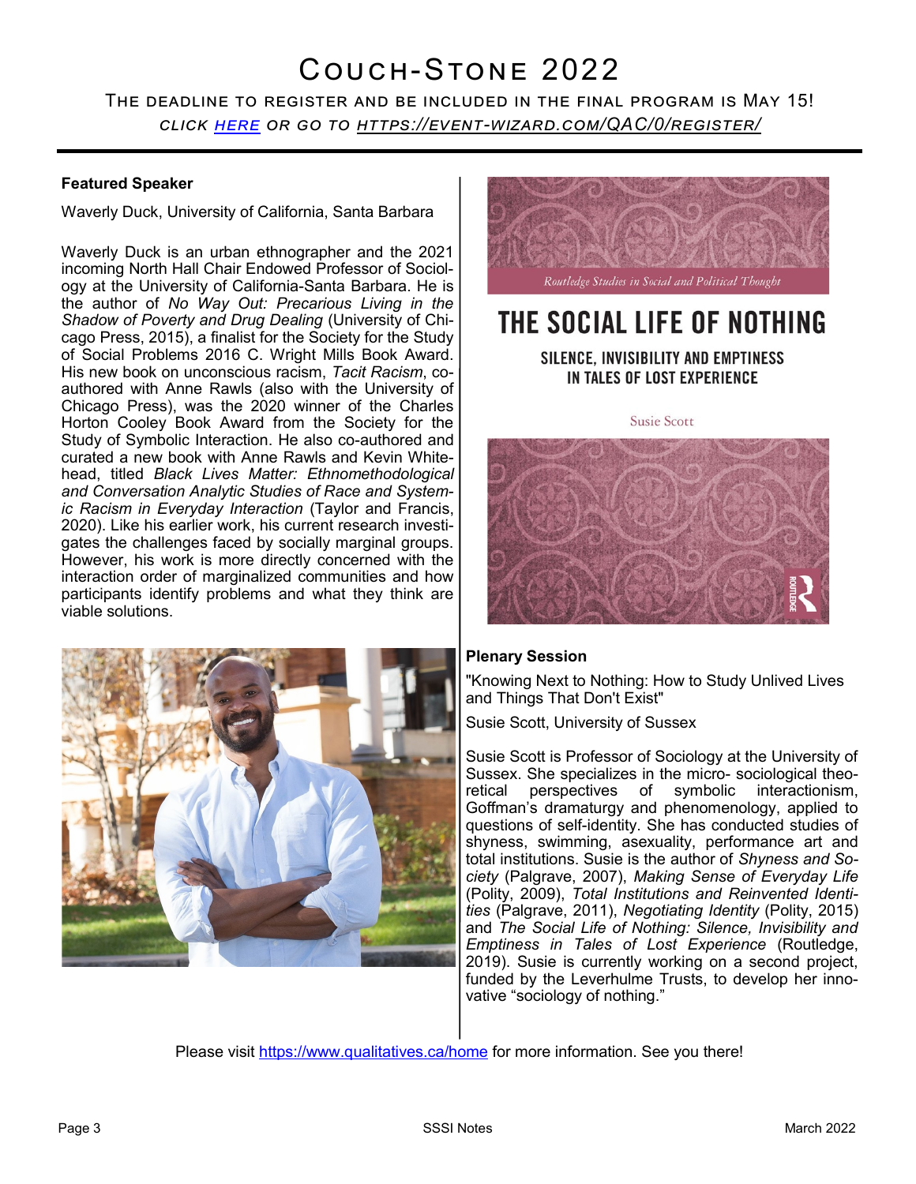# Couch-Stone 2022

The deadline to register and be included in the final program is May 15!

*Click [here](https://event-wizard.com/QAC/0/register/) or go to https://event-wizard.com/QAC/0/register/*

**Featured Speaker**

Waverly Duck, University of California, Santa Barbara

Waverly Duck is an urban ethnographer and the 2021 incoming North Hall Chair Endowed Professor of Sociology at the University of California-Santa Barbara. He is the author of *No Way Out: Precarious Living in the Shadow of Poverty and Drug Dealing* (University of Chicago Press, 2015), a finalist for the Society for the Study of Social Problems 2016 C. Wright Mills Book Award. His new book on unconscious racism, *Tacit Racism*, co-authored with Anne Rawls (also with the University of Chicago Press), was the 2020 winner of the Charles Horton Cooley Book Award from the Society for the Study of Symbolic Interaction. He also co-authored and curated a new book with Anne Rawls and Kevin Whitehead, titled *Black Lives Matter: Ethnomethodological and Conversation Analytic Studies of Race and Systemic Racism in Everyday Interaction* (Taylor and Francis, 2020). Like his earlier work, his current research investigates the challenges faced by socially marginal groups. However, his work is more directly concerned with the interaction order of marginalized communities and how participants identify problems and what they think are viable solutions.

**Plenary Session**

"Knowing Next to Nothing: How to Study Unlived Lives and Things That Don't Exist"

Susie Scott, University of Sussex

Susie Scott is Professor of Sociology at the University of Sussex. She specializes in the micro- sociological theoretical perspectives of symbolic interactionism, Goffman's dramaturgy and phenomenology, applied to questions of self-identity. She has conducted studies of shyness, swimming, asexuality, performance art and total institutions. Susie is the author of *Shyness and Society* (Palgrave, 2007), *Making Sense of Everyday Life* (Polity, 2009), *Total Institutions and Reinvented Identities* (Palgrave, 2011), *Negotiating Identity* (Polity, 2015) and *The Social Life of Nothing: Silence, Invisibility and Emptiness in Tales of Lost Experience* (Routledge, 2019). Susie is currently working on a second project, funded by the Leverhulme Trusts, to develop her innovative "sociology of nothing."

Please visit [https://www.qualitatives.ca/home](https://www.qualitatives.ca/home) for more information. See you there!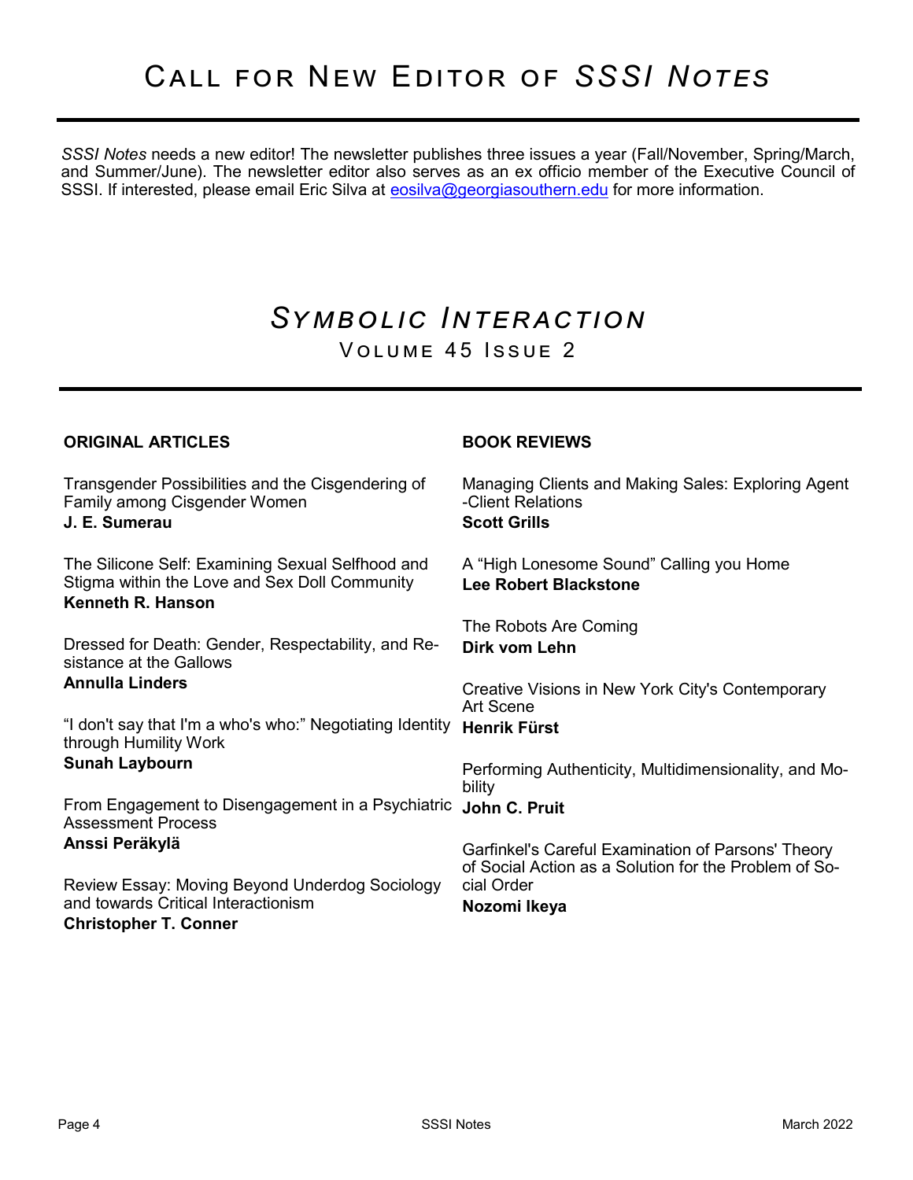# Call for New Editor of *SSSI Notes*

*SSSI Notes* needs a new editor! The newsletter publishes three issues a year (Fall/November, Spring/March, and Summer/June). The newsletter editor also serves as an ex officio member of the Executive Council of SSSI. If interested, please email Eric Silva at eosilva@georgiasouthern.edu for more information.

# *Symbolic Interaction*

## Volume 45 Issue 2

### ORIGINAL ARTICLES

Transgender Possibilities and the Cisgendering of Family among Cisgender Women
**J. E. Sumerau**

The Silicone Self: Examining Sexual Selfhood and Stigma within the Love and Sex Doll Community
**Kenneth R. Hanson**

Dressed for Death: Gender, Respectability, and Resistance at the Gallows
**Annulla Linders**

"I don't say that I'm a who's who:" Negotiating Identity through Humility Work
**Sunah Laybourn**

From Engagement to Disengagement in a Psychiatric Assessment Process
**Anssi Peräkylä**

Review Essay: Moving Beyond Underdog Sociology and towards Critical Interactionism
**Christopher T. Conner**

### BOOK REVIEWS

Managing Clients and Making Sales: Exploring Agent-Client Relations
**Scott Grills**

A "High Lonesome Sound" Calling you Home
**Lee Robert Blackstone**

The Robots Are Coming
**Dirk vom Lehn**

Creative Visions in New York City's Contemporary Art Scene
**Henrik Fürst**

Performing Authenticity, Multidimensionality, and Mobility
**John C. Pruit**

Garfinkel's Careful Examination of Parsons' Theory of Social Action as a Solution for the Problem of Social Order
**Nozomi Ikeya**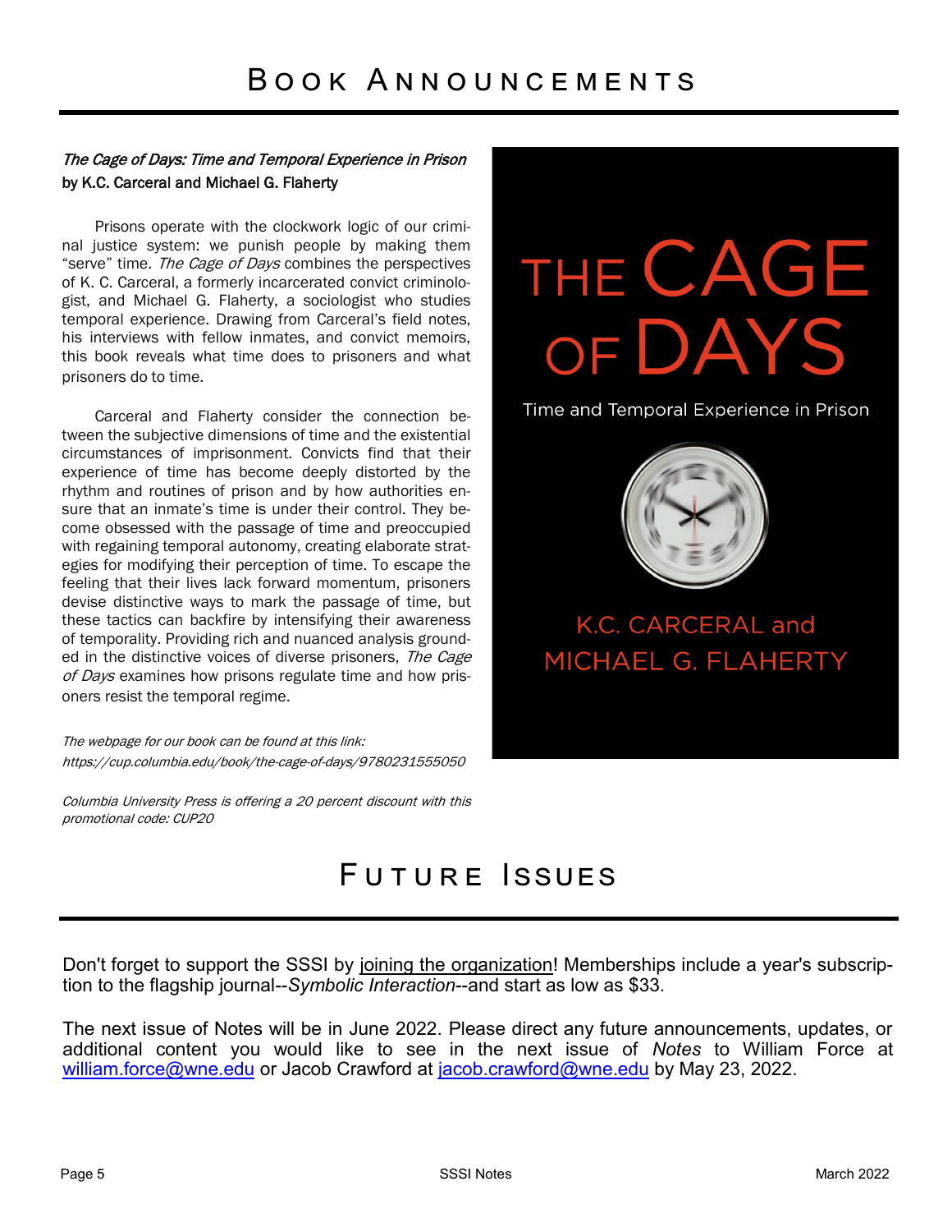# Book Announcements

***The Cage of Days: Time and Temporal Experience in Prison***
**by K.C. Carceral and Michael G. Flaherty**

Prisons operate with the clockwork logic of our criminal justice system: we punish people by making them "serve" time. *The Cage of Days* combines the perspectives of K. C. Carceral, a formerly incarcerated convict criminologist, and Michael G. Flaherty, a sociologist who studies temporal experience. Drawing from Carceral's field notes, his interviews with fellow inmates, and convict memoirs, this book reveals what time does to prisoners and what prisoners do to time.

Carceral and Flaherty consider the connection between the subjective dimensions of time and the existential circumstances of imprisonment. Convicts find that their experience of time has become deeply distorted by the rhythm and routines of prison and by how authorities ensure that an inmate's time is under their control. They become obsessed with the passage of time and preoccupied with regaining temporal autonomy, creating elaborate strategies for modifying their perception of time. To escape the feeling that their lives lack forward momentum, prisoners devise distinctive ways to mark the passage of time, but these tactics can backfire by intensifying their awareness of temporality. Providing rich and nuanced analysis grounded in the distinctive voices of diverse prisoners, *The Cage of Days* examines how prisons regulate time and how prisoners resist the temporal regime.

*The webpage for our book can be found at this link: https://cup.columbia.edu/book/the-cage-of-days/9780231555050*

*Columbia University Press is offering a 20 percent discount with this promotional code: CUP20*

THE CAGE OF DAYS

Time and Temporal Experience in Prison

K.C. CARCERAL and MICHAEL G. FLAHERTY

# Future Issues

Don't forget to support the SSSI by joining the organization! Memberships include a year's subscription to the flagship journal--*Symbolic Interaction*--and start as low as $33.

The next issue of Notes will be in June 2022. Please direct any future announcements, updates, or additional content you would like to see in the next issue of *Notes* to William Force at william.force@wne.edu or Jacob Crawford at jacob.crawford@wne.edu by May 23, 2022.